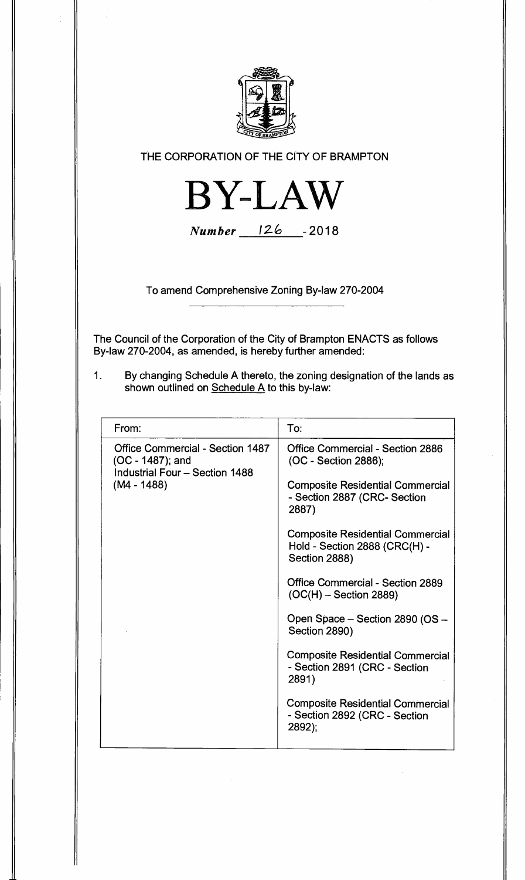THE CORPORATION OF THE CITY OF BRAMPTON

# BY-LAW

*Number* 126 - 2018

To amend Comprehensive Zoning By-law 270-2004

The Council of the Corporation of the City of Brampton ENACTS as follows By-law 270-2004, as amended, is hereby further amended:

1. By changing Schedule A thereto, the zoning designation of the lands as shown outlined on Schedule A to this by-law:

| From: | To: |
|---|---|
| Office Commercial - Section 1487 (OC - 1487); and Industrial Four – Section 1488 (M4 - 1488) | Office Commercial - Section 2886 (OC - Section 2886);<br><br>Composite Residential Commercial - Section 2887 (CRC- Section 2887)<br><br>Composite Residential Commercial Hold - Section 2888 (CRC(H) - Section 2888)<br><br>Office Commercial - Section 2889 (OC(H) – Section 2889)<br><br>Open Space – Section 2890 (OS – Section 2890)<br><br>Composite Residential Commercial - Section 2891 (CRC - Section 2891)<br><br>Composite Residential Commercial - Section 2892 (CRC - Section 2892); |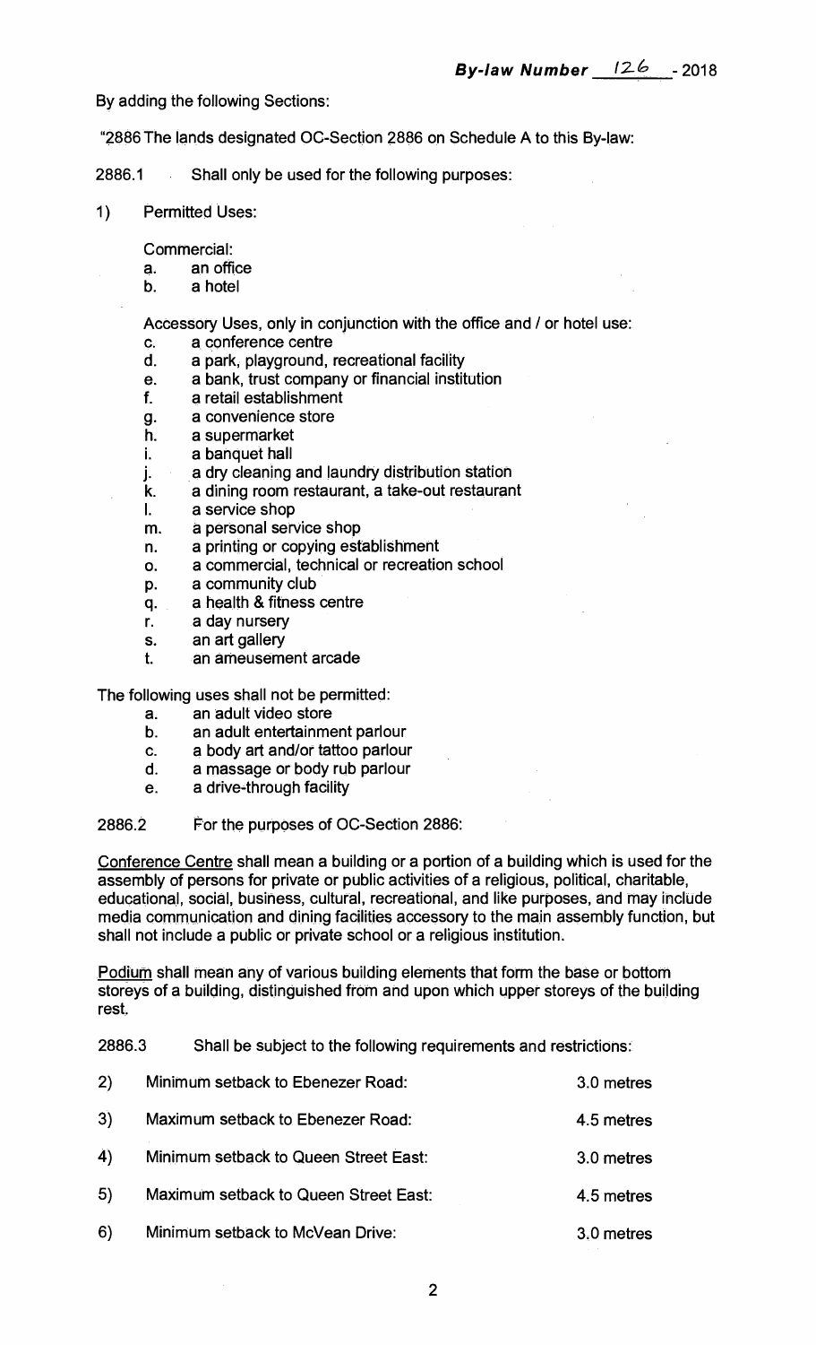**By-law Number 126 - 2018**

By adding the following Sections:

"2886 The lands designated OC-Section 2886 on Schedule A to this By-law:

2886.1 Shall only be used for the following purposes:

1) Permitted Uses:

Commercial:

a. an office
b. a hotel

Accessory Uses, only in conjunction with the office and / or hotel use:

c. a conference centre
d. a park, playground, recreational facility
e. a bank, trust company or financial institution
f. a retail establishment
g. a convenience store
h. a supermarket
i. a banquet hall
j. a dry cleaning and laundry distribution station
k. a dining room restaurant, a take-out restaurant
l. a service shop
m. a personal service shop
n. a printing or copying establishment
o. a commercial, technical or recreation school
p. a community club
q. a health & fitness centre
r. a day nursery
s. an art gallery
t. an ameusement arcade

The following uses shall not be permitted:

a. an adult video store
b. an adult entertainment parlour
c. a body art and/or tattoo parlour
d. a massage or body rub parlour
e. a drive-through facility

2886.2 For the purposes of OC-Section 2886:

<u>Conference Centre</u> shall mean a building or a portion of a building which is used for the assembly of persons for private or public activities of a religious, political, charitable, educational, social, business, cultural, recreational, and like purposes, and may include media communication and dining facilities accessory to the main assembly function, but shall not include a public or private school or a religious institution.

<u>Podium</u> shall mean any of various building elements that form the base or bottom storeys of a building, distinguished from and upon which upper storeys of the building rest.

2886.3 Shall be subject to the following requirements and restrictions:

| | | |
|---|---|---|
| 2) | Minimum setback to Ebenezer Road: | 3.0 metres |
| 3) | Maximum setback to Ebenezer Road: | 4.5 metres |
| 4) | Minimum setback to Queen Street East: | 3.0 metres |
| 5) | Maximum setback to Queen Street East: | 4.5 metres |
| 6) | Minimum setback to McVean Drive: | 3.0 metres |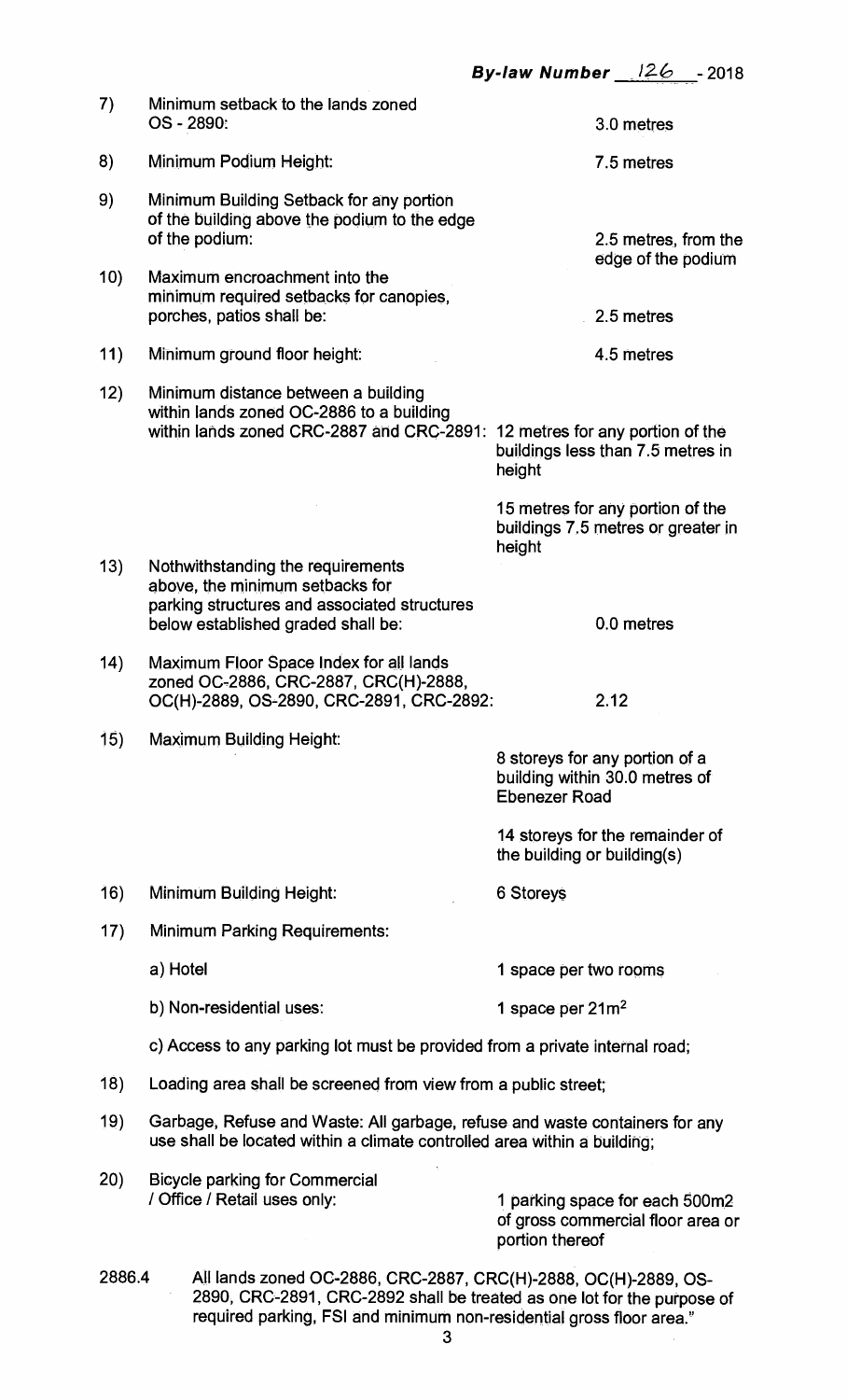By-law Number 126 - 2018

| | | |
|---|---|---|
| 7) | Minimum setback to the lands zoned OS - 2890: | 3.0 metres |
| 8) | Minimum Podium Height: | 7.5 metres |
| 9) | Minimum Building Setback for any portion of the building above the podium to the edge of the podium: | 2.5 metres, from the edge of the podium |
| 10) | Maximum encroachment into the minimum required setbacks for canopies, porches, patios shall be: | 2.5 metres |
| 11) | Minimum ground floor height: | 4.5 metres |
| 12) | Minimum distance between a building within lands zoned OC-2886 to a building within lands zoned CRC-2887 and CRC-2891: | 12 metres for any portion of the buildings less than 7.5 metres in height<br><br>15 metres for any portion of the buildings 7.5 metres or greater in height |
| 13) | Nothwithstanding the requirements above, the minimum setbacks for parking structures and associated structures below established graded shall be: | 0.0 metres |
| 14) | Maximum Floor Space Index for all lands zoned OC-2886, CRC-2887, CRC(H)-2888, OC(H)-2889, OS-2890, CRC-2891, CRC-2892: | 2.12 |
| 15) | Maximum Building Height: | 8 storeys for any portion of a building within 30.0 metres of Ebenezer Road<br><br>14 storeys for the remainder of the building or building(s) |
| 16) | Minimum Building Height: | 6 Storeys |
| 17) | Minimum Parking Requirements: | |
| | a) Hotel | 1 space per two rooms |
| | b) Non-residential uses: | 1 space per $21m^2$ |
| | c) Access to any parking lot must be provided from a private internal road; | |
| 18) | Loading area shall be screened from view from a public street; | |
| 19) | Garbage, Refuse and Waste: All garbage, refuse and waste containers for any use shall be located within a climate controlled area within a building; | |
| 20) | Bicycle parking for Commercial / Office / Retail uses only: | 1 parking space for each 500m2 of gross commercial floor area or portion thereof |

2886.4 All lands zoned OC-2886, CRC-2887, CRC(H)-2888, OC(H)-2889, OS-2890, CRC-2891, CRC-2892 shall be treated as one lot for the purpose of required parking, FSI and minimum non-residential gross floor area."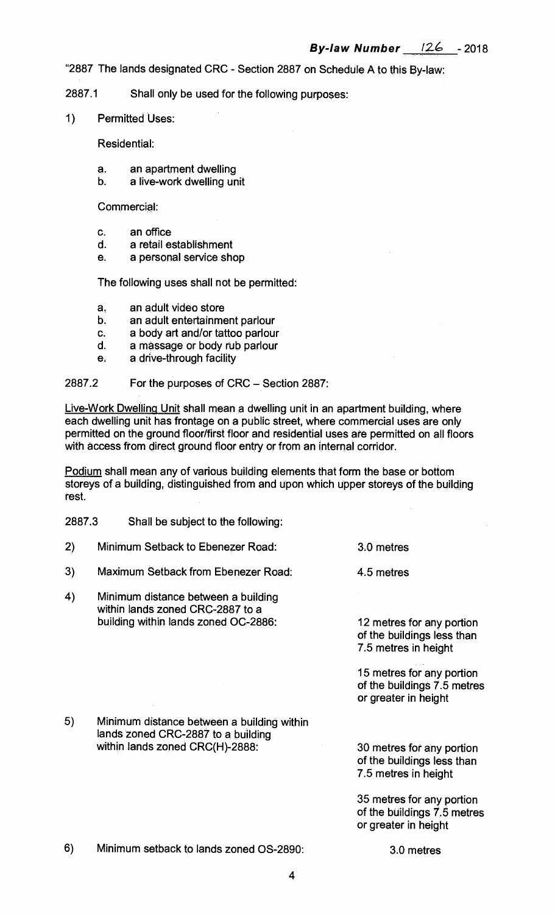**By-law Number 126 - 2018**

"2887 The lands designated CRC - Section 2887 on Schedule A to this By-law:

2887.1 Shall only be used for the following purposes:

1) Permitted Uses:

Residential:

a. an apartment dwelling
b. a live-work dwelling unit

Commercial:

c. an office
d. a retail establishment
e. a personal service shop

The following uses shall not be permitted:

a. an adult video store
b. an adult entertainment parlour
c. a body art and/or tattoo parlour
d. a massage or body rub parlour
e. a drive-through facility

2887.2 For the purposes of CRC – Section 2887:

Live-Work Dwelling Unit shall mean a dwelling unit in an apartment building, where each dwelling unit has frontage on a public street, where commercial uses are only permitted on the ground floor/first floor and residential uses are permitted on all floors with access from direct ground floor entry or from an internal corridor.

Podium shall mean any of various building elements that form the base or bottom storeys of a building, distinguished from and upon which upper storeys of the building rest.

2887.3 Shall be subject to the following:

| | | |
|---|---|---|
| 2) | Minimum Setback to Ebenezer Road: | 3.0 metres |
| 3) | Maximum Setback from Ebenezer Road: | 4.5 metres |
| 4) | Minimum distance between a building within lands zoned CRC-2887 to a building within lands zoned OC-2886: | 12 metres for any portion of the buildings less than 7.5 metres in height<br><br>15 metres for any portion of the buildings 7.5 metres or greater in height |
| 5) | Minimum distance between a building within lands zoned CRC-2887 to a building within lands zoned CRC(H)-2888: | 30 metres for any portion of the buildings less than 7.5 metres in height<br><br>35 metres for any portion of the buildings 7.5 metres or greater in height |
| 6) | Minimum setback to lands zoned OS-2890: | 3.0 metres |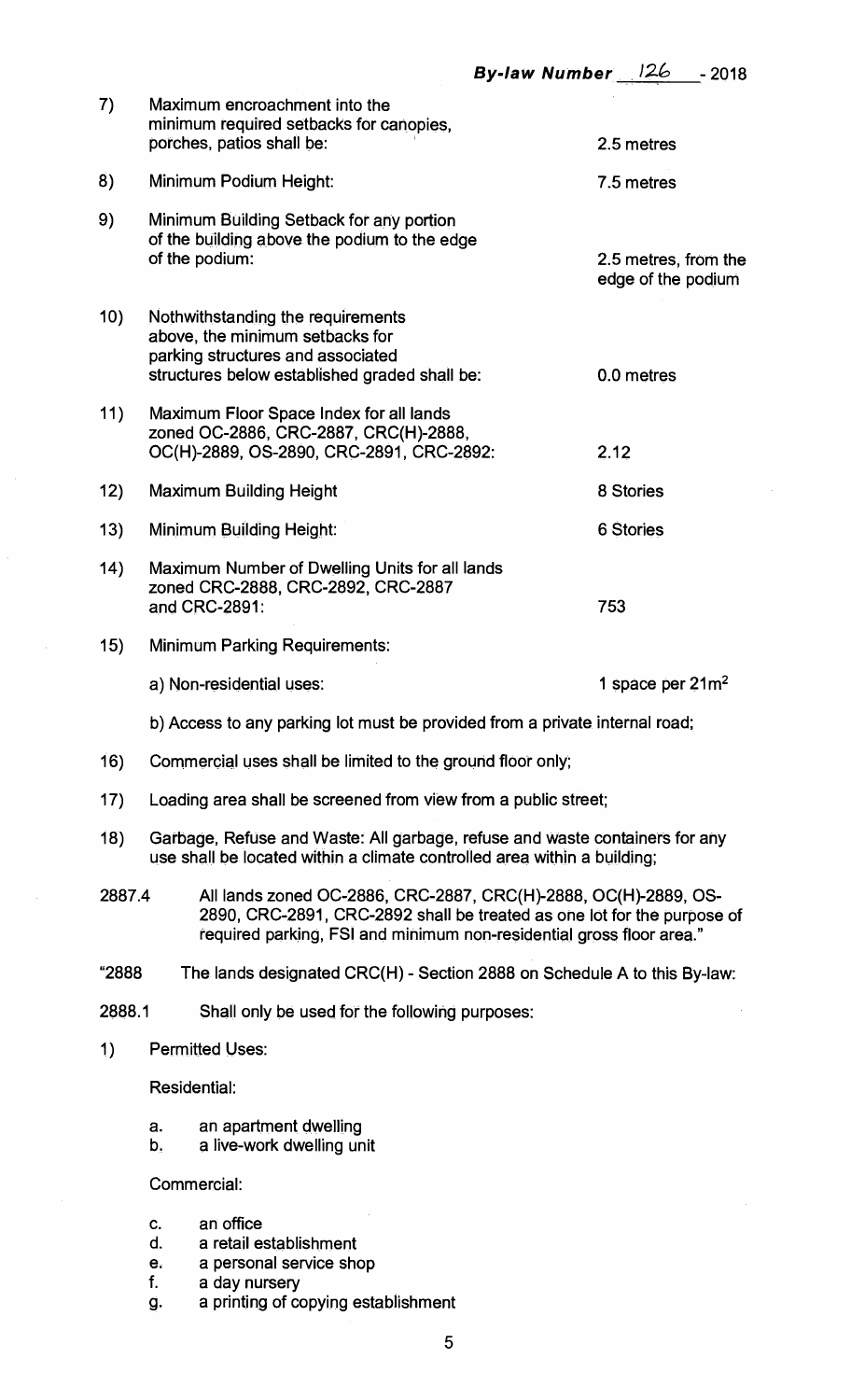| | | |
|---|---|---|
| 7) | Maximum encroachment into the minimum required setbacks for canopies, porches, patios shall be: | 2.5 metres |
| 8) | Minimum Podium Height: | 7.5 metres |
| 9) | Minimum Building Setback for any portion of the building above the podium to the edge of the podium: | 2.5 metres, from the edge of the podium |
| 10) | Nothwithstanding the requirements above, the minimum setbacks for parking structures and associated structures below established graded shall be: | 0.0 metres |
| 11) | Maximum Floor Space Index for all lands zoned OC-2886, CRC-2887, CRC(H)-2888, OC(H)-2889, OS-2890, CRC-2891, CRC-2892: | 2.12 |
| 12) | Maximum Building Height | 8 Stories |
| 13) | Minimum Building Height: | 6 Stories |
| 14) | Maximum Number of Dwelling Units for all lands zoned CRC-2888, CRC-2892, CRC-2887 and CRC-2891: | 753 |

15) Minimum Parking Requirements:

a) Non-residential uses: 1 space per $21m^2$

b) Access to any parking lot must be provided from a private internal road;

16) Commercial uses shall be limited to the ground floor only;

17) Loading area shall be screened from view from a public street;

18) Garbage, Refuse and Waste: All garbage, refuse and waste containers for any use shall be located within a climate controlled area within a building;

2887.4 All lands zoned OC-2886, CRC-2887, CRC(H)-2888, OC(H)-2889, OS-2890, CRC-2891, CRC-2892 shall be treated as one lot for the purpose of required parking, FSI and minimum non-residential gross floor area."

"2888 The lands designated CRC(H) - Section 2888 on Schedule A to this By-law:

2888.1 Shall only be used for the following purposes:

1) Permitted Uses:

Residential:

a. an apartment dwelling
b. a live-work dwelling unit

Commercial:

c. an office
d. a retail establishment
e. a personal service shop
f. a day nursery
g. a printing of copying establishment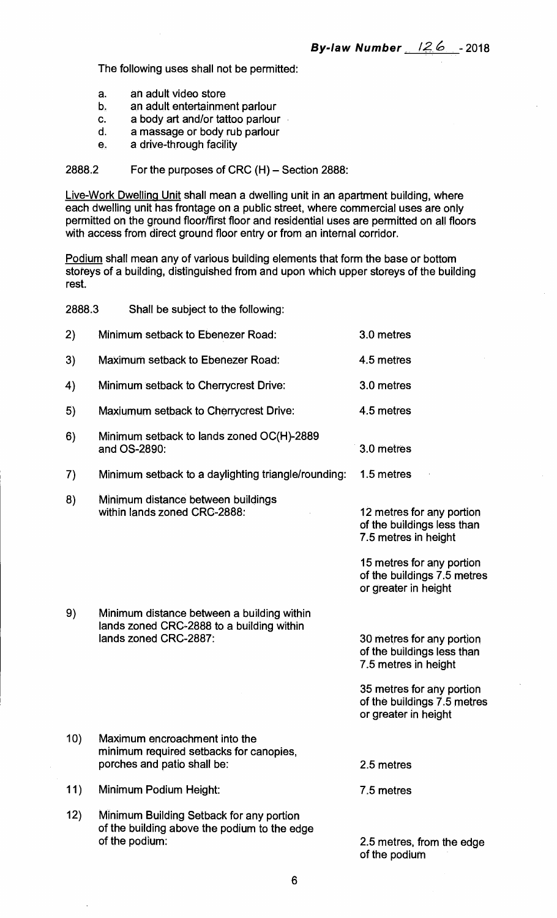The following uses shall not be permitted:

a. an adult video store
b. an adult entertainment parlour
c. a body art and/or tattoo parlour
d. a massage or body rub parlour
e. a drive-through facility

2888.2 For the purposes of CRC (H) – Section 2888:

Live-Work Dwelling Unit shall mean a dwelling unit in an apartment building, where each dwelling unit has frontage on a public street, where commercial uses are only permitted on the ground floor/first floor and residential uses are permitted on all floors with access from direct ground floor entry or from an internal corridor.

Podium shall mean any of various building elements that form the base or bottom storeys of a building, distinguished from and upon which upper storeys of the building rest.

2888.3 Shall be subject to the following:

| | | |
|---|---|---|
| 2) | Minimum setback to Ebenezer Road: | 3.0 metres |
| 3) | Maximum setback to Ebenezer Road: | 4.5 metres |
| 4) | Minimum setback to Cherrycrest Drive: | 3.0 metres |
| 5) | Maxiumum setback to Cherrycrest Drive: | 4.5 metres |
| 6) | Minimum setback to lands zoned OC(H)-2889 and OS-2890: | 3.0 metres |
| 7) | Minimum setback to a daylighting triangle/rounding: | 1.5 metres |
| 8) | Minimum distance between buildings within lands zoned CRC-2888: | 12 metres for any portion of the buildings less than 7.5 metres in height<br><br>15 metres for any portion of the buildings 7.5 metres or greater in height |
| 9) | Minimum distance between a building within lands zoned CRC-2888 to a building within lands zoned CRC-2887: | 30 metres for any portion of the buildings less than 7.5 metres in height<br><br>35 metres for any portion of the buildings 7.5 metres or greater in height |
| 10) | Maximum encroachment into the minimum required setbacks for canopies, porches and patio shall be: | 2.5 metres |
| 11) | Minimum Podium Height: | 7.5 metres |
| 12) | Minimum Building Setback for any portion of the building above the podium to the edge of the podium: | 2.5 metres, from the edge of the podium |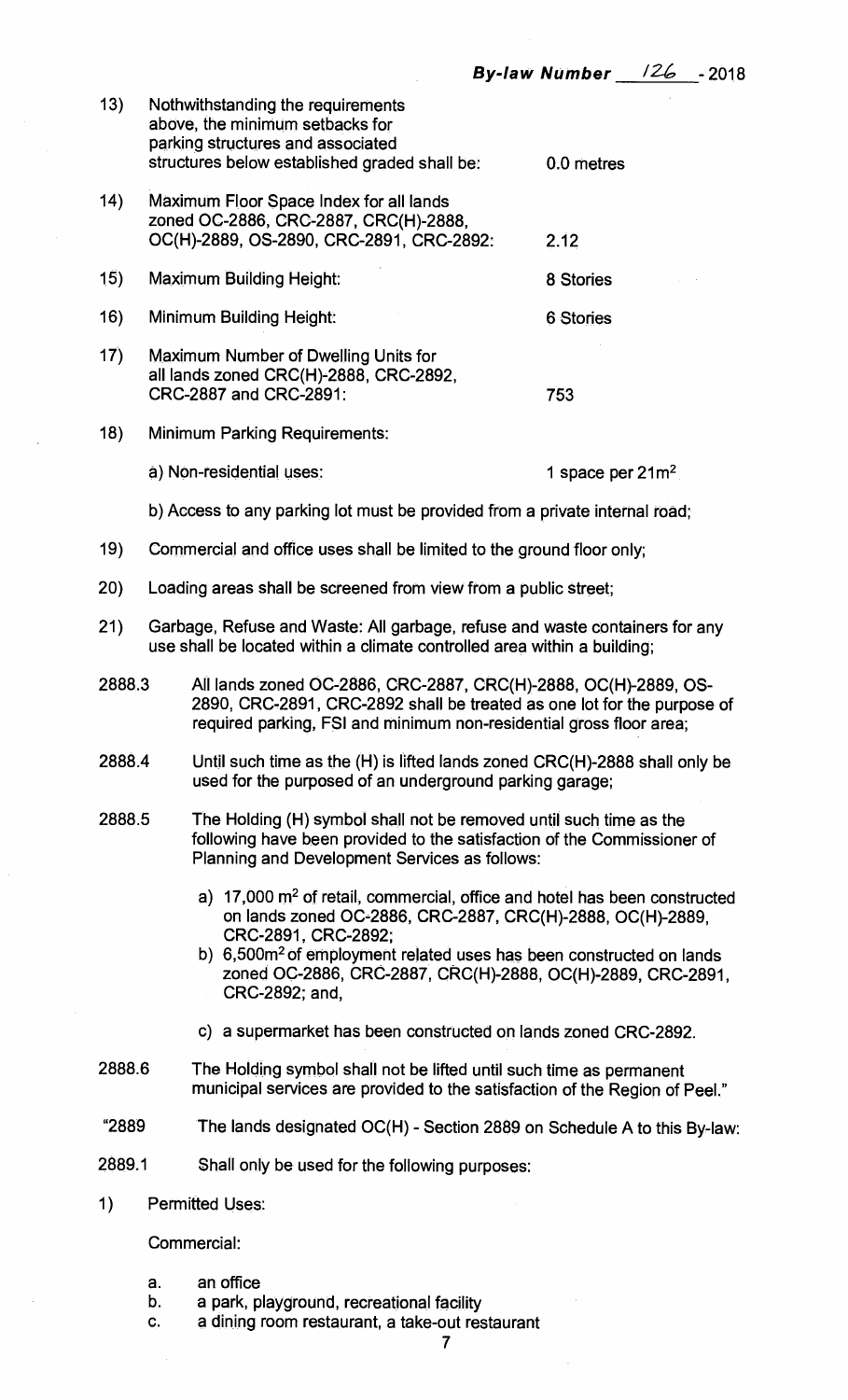13) Nothwithstanding the requirements above, the minimum setbacks for parking structures and associated structures below established graded shall be: 0.0 metres

14) Maximum Floor Space Index for all lands zoned OC-2886, CRC-2887, CRC(H)-2888, OC(H)-2889, OS-2890, CRC-2891, CRC-2892: 2.12

15) Maximum Building Height: 8 Stories

16) Minimum Building Height: 6 Stories

17) Maximum Number of Dwelling Units for all lands zoned CRC(H)-2888, CRC-2892, CRC-2887 and CRC-2891: 753

18) Minimum Parking Requirements:

    a) Non-residential uses: 1 space per $21m^2$

    b) Access to any parking lot must be provided from a private internal road;

19) Commercial and office uses shall be limited to the ground floor only;

20) Loading areas shall be screened from view from a public street;

21) Garbage, Refuse and Waste: All garbage, refuse and waste containers for any use shall be located within a climate controlled area within a building;

2888.3 All lands zoned OC-2886, CRC-2887, CRC(H)-2888, OC(H)-2889, OS-2890, CRC-2891, CRC-2892 shall be treated as one lot for the purpose of required parking, FSI and minimum non-residential gross floor area;

2888.4 Until such time as the (H) is lifted lands zoned CRC(H)-2888 shall only be used for the purposed of an underground parking garage;

2888.5 The Holding (H) symbol shall not be removed until such time as the following have been provided to the satisfaction of the Commissioner of Planning and Development Services as follows:

a) 17,000 $m^2$ of retail, commercial, office and hotel has been constructed on lands zoned OC-2886, CRC-2887, CRC(H)-2888, OC(H)-2889, CRC-2891, CRC-2892;

b) 6,500$m^2$ of employment related uses has been constructed on lands zoned OC-2886, CRC-2887, CRC(H)-2888, OC(H)-2889, CRC-2891, CRC-2892; and,

c) a supermarket has been constructed on lands zoned CRC-2892.

2888.6 The Holding symbol shall not be lifted until such time as permanent municipal services are provided to the satisfaction of the Region of Peel."

"2889 The lands designated OC(H) - Section 2889 on Schedule A to this By-law:

2889.1 Shall only be used for the following purposes:

1) Permitted Uses:

Commercial:

a. an office
b. a park, playground, recreational facility
c. a dining room restaurant, a take-out restaurant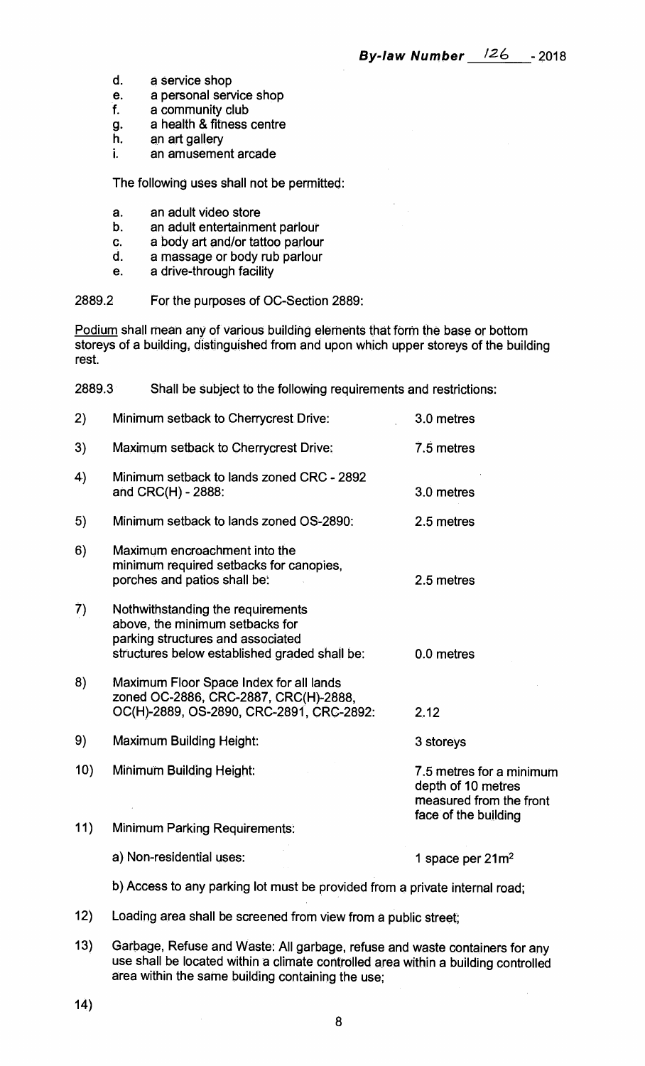d. a service shop
e. a personal service shop
f. a community club
g. a health & fitness centre
h. an art gallery
i. an amusement arcade

The following uses shall not be permitted:

a. an adult video store
b. an adult entertainment parlour
c. a body art and/or tattoo parlour
d. a massage or body rub parlour
e. a drive-through facility

2889.2 For the purposes of OC-Section 2889:

Podium shall mean any of various building elements that form the base or bottom storeys of a building, distinguished from and upon which upper storeys of the building rest.

2889.3 Shall be subject to the following requirements and restrictions:

| | | |
|---|---|---|
| 2) | Minimum setback to Cherrycrest Drive: | 3.0 metres |
| 3) | Maximum setback to Cherrycrest Drive: | 7.5 metres |
| 4) | Minimum setback to lands zoned CRC - 2892 and CRC(H) - 2888: | 3.0 metres |
| 5) | Minimum setback to lands zoned OS-2890: | 2.5 metres |
| 6) | Maximum encroachment into the minimum required setbacks for canopies, porches and patios shall be: | 2.5 metres |
| 7) | Nothwithstanding the requirements above, the minimum setbacks for parking structures and associated structures below established graded shall be: | 0.0 metres |
| 8) | Maximum Floor Space Index for all lands zoned OC-2886, CRC-2887, CRC(H)-2888, OC(H)-2889, OS-2890, CRC-2891, CRC-2892: | 2.12 |
| 9) | Maximum Building Height: | 3 storeys |
| 10) | Minimum Building Height: | 7.5 metres for a minimum depth of 10 metres measured from the front face of the building |
| 11) | Minimum Parking Requirements: | |
| | a) Non-residential uses: | 1 space per $21m^2$ |

b) Access to any parking lot must be provided from a private internal road;

12) Loading area shall be screened from view from a public street;

13) Garbage, Refuse and Waste: All garbage, refuse and waste containers for any use shall be located within a climate controlled area within a building controlled area within the same building containing the use;

14)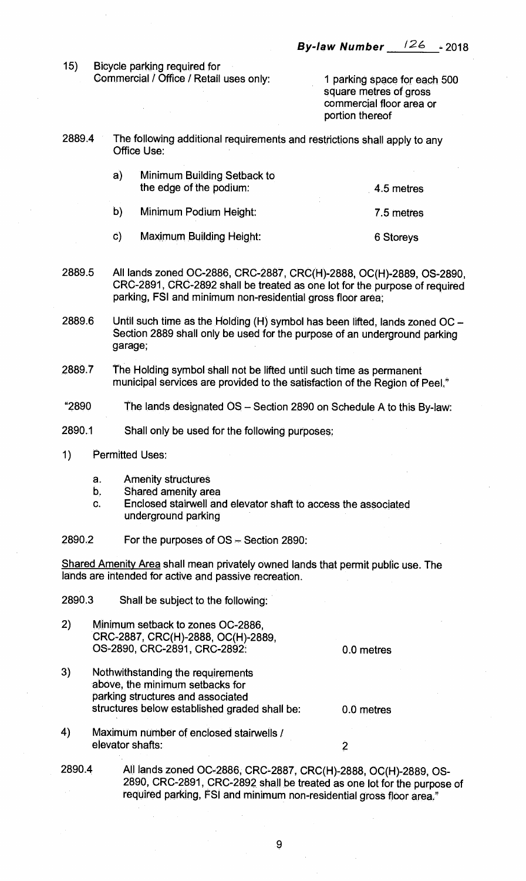15) Bicycle parking required for Commercial / Office / Retail uses only: 1 parking space for each 500 square metres of gross commercial floor area or portion thereof

2889.4 The following additional requirements and restrictions shall apply to any Office Use:

| | | |
|---|---|---|
| a) | Minimum Building Setback to the edge of the podium: | 4.5 metres |
| b) | Minimum Podium Height: | 7.5 metres |
| c) | Maximum Building Height: | 6 Storeys |

2889.5 All lands zoned OC-2886, CRC-2887, CRC(H)-2888, OC(H)-2889, OS-2890, CRC-2891, CRC-2892 shall be treated as one lot for the purpose of required parking, FSI and minimum non-residential gross floor area;

2889.6 Until such time as the Holding (H) symbol has been lifted, lands zoned OC – Section 2889 shall only be used for the purpose of an underground parking garage;

2889.7 The Holding symbol shall not be lifted until such time as permanent municipal services are provided to the satisfaction of the Region of Peel."

"2890 The lands designated OS – Section 2890 on Schedule A to this By-law:

2890.1 Shall only be used for the following purposes:

1) Permitted Uses:

   a. Amenity structures
   b. Shared amenity area
   c. Enclosed stairwell and elevator shaft to access the associated underground parking

2890.2 For the purposes of OS – Section 2890:

<u>Shared Amenity Area</u> shall mean privately owned lands that permit public use. The lands are intended for active and passive recreation.

2890.3 Shall be subject to the following:

| | | |
|---|---|---|
| 2) | Minimum setback to zones OC-2886, CRC-2887, CRC(H)-2888, OC(H)-2889, OS-2890, CRC-2891, CRC-2892: | 0.0 metres |
| 3) | Nothwithstanding the requirements above, the minimum setbacks for parking structures and associated structures below established graded shall be: | 0.0 metres |
| 4) | Maximum number of enclosed stairwells / elevator shafts: | 2 |

2890.4 All lands zoned OC-2886, CRC-2887, CRC(H)-2888, OC(H)-2889, OS-2890, CRC-2891, CRC-2892 shall be treated as one lot for the purpose of required parking, FSI and minimum non-residential gross floor area."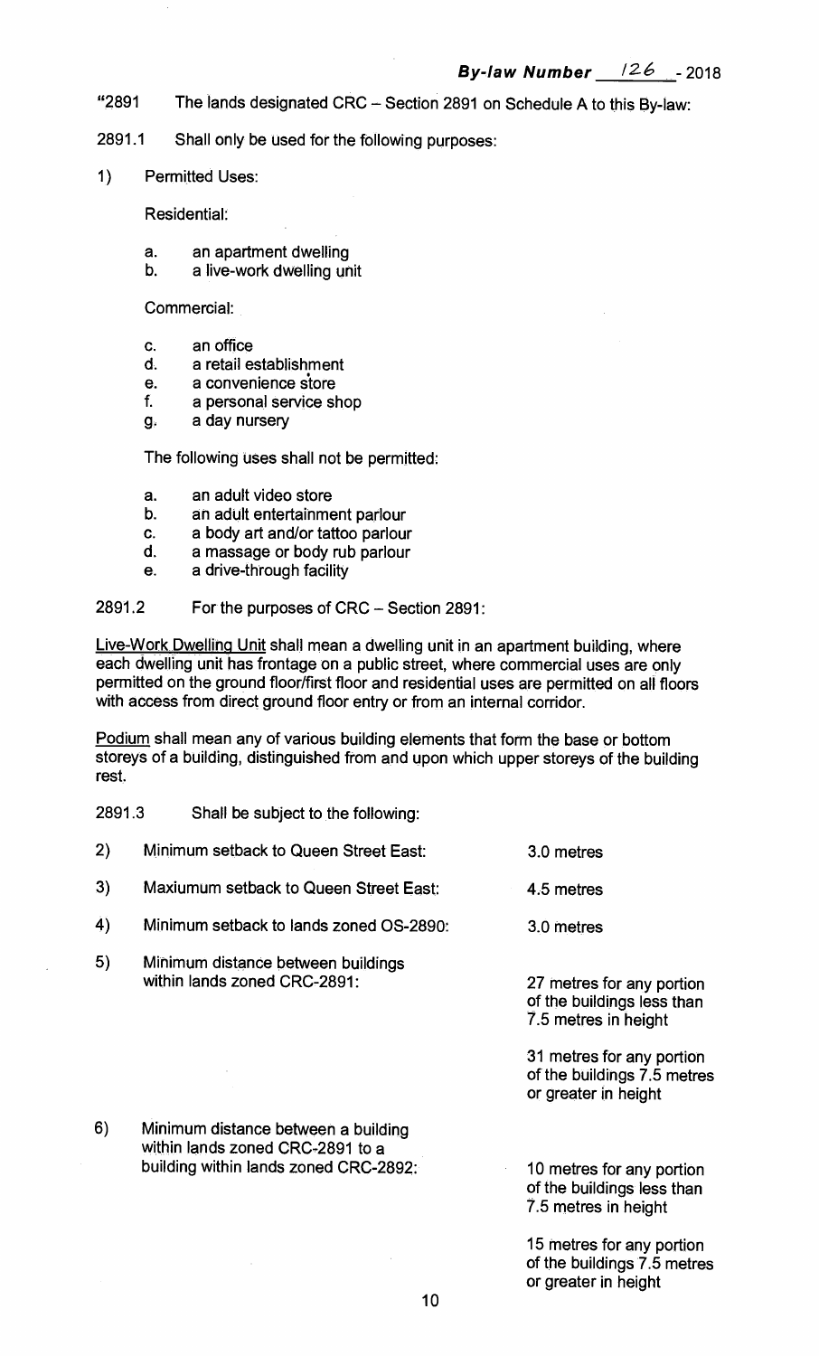**By-law Number 126 - 2018**

"2891 The lands designated CRC – Section 2891 on Schedule A to this By-law:

2891.1 Shall only be used for the following purposes:

1) Permitted Uses:

Residential:

a. an apartment dwelling
b. a live-work dwelling unit

Commercial:

c. an office
d. a retail establishment
e. a convenience store
f. a personal service shop
g. a day nursery

The following uses shall not be permitted:

a. an adult video store
b. an adult entertainment parlour
c. a body art and/or tattoo parlour
d. a massage or body rub parlour
e. a drive-through facility

2891.2 For the purposes of CRC – Section 2891:

Live-Work Dwelling Unit shall mean a dwelling unit in an apartment building, where each dwelling unit has frontage on a public street, where commercial uses are only permitted on the ground floor/first floor and residential uses are permitted on all floors with access from direct ground floor entry or from an internal corridor.

Podium shall mean any of various building elements that form the base or bottom storeys of a building, distinguished from and upon which upper storeys of the building rest.

2891.3 Shall be subject to the following:

2) Minimum setback to Queen Street East: 3.0 metres

3) Maxiumum setback to Queen Street East: 4.5 metres

4) Minimum setback to lands zoned OS-2890: 3.0 metres

5) Minimum distance between buildings within lands zoned CRC-2891:

   27 metres for any portion of the buildings less than 7.5 metres in height

   31 metres for any portion of the buildings 7.5 metres or greater in height

6) Minimum distance between a building within lands zoned CRC-2891 to a building within lands zoned CRC-2892:

   10 metres for any portion of the buildings less than 7.5 metres in height

   15 metres for any portion of the buildings 7.5 metres or greater in height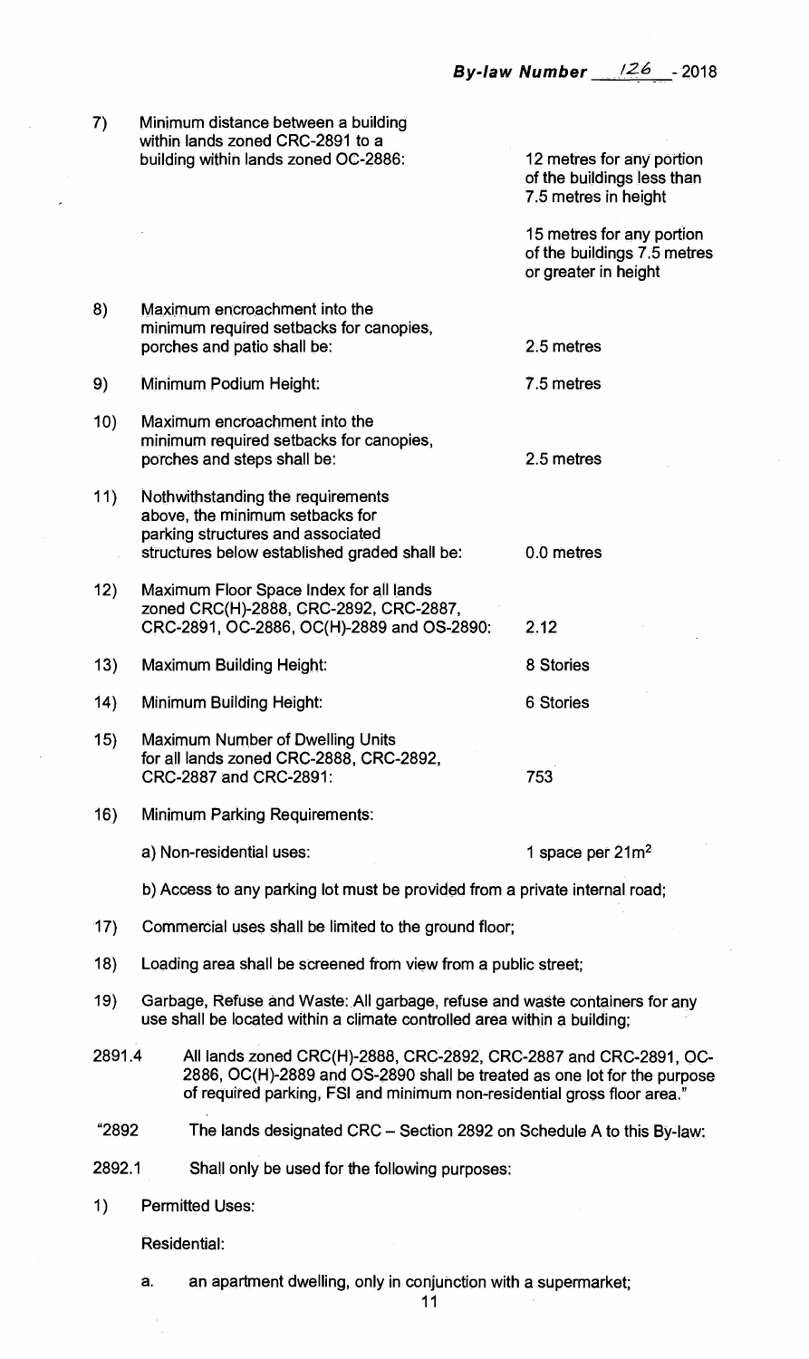7) Minimum distance between a building within lands zoned CRC-2891 to a building within lands zoned OC-2886: 12 metres for any portion of the buildings less than 7.5 metres in height

15 metres for any portion of the buildings 7.5 metres or greater in height

8) Maximum encroachment into the minimum required setbacks for canopies, porches and patio shall be: 2.5 metres

9) Minimum Podium Height: 7.5 metres

10) Maximum encroachment into the minimum required setbacks for canopies, porches and steps shall be: 2.5 metres

11) Nothwithstanding the requirements above, the minimum setbacks for parking structures and associated structures below established graded shall be: 0.0 metres

12) Maximum Floor Space Index for all lands zoned CRC(H)-2888, CRC-2892, CRC-2887, CRC-2891, OC-2886, OC(H)-2889 and OS-2890: 2.12

13) Maximum Building Height: 8 Stories

14) Minimum Building Height: 6 Stories

15) Maximum Number of Dwelling Units for all lands zoned CRC-2888, CRC-2892, CRC-2887 and CRC-2891: 753

16) Minimum Parking Requirements:

a) Non-residential uses: 1 space per $21m^2$

b) Access to any parking lot must be provided from a private internal road;

17) Commercial uses shall be limited to the ground floor;

18) Loading area shall be screened from view from a public street;

19) Garbage, Refuse and Waste: All garbage, refuse and waste containers for any use shall be located within a climate controlled area within a building;

2891.4 All lands zoned CRC(H)-2888, CRC-2892, CRC-2887 and CRC-2891, OC-2886, OC(H)-2889 and OS-2890 shall be treated as one lot for the purpose of required parking, FSI and minimum non-residential gross floor area."

"2892 The lands designated CRC – Section 2892 on Schedule A to this By-law:

2892.1 Shall only be used for the following purposes:

1) Permitted Uses:

Residential:

a. an apartment dwelling, only in conjunction with a supermarket;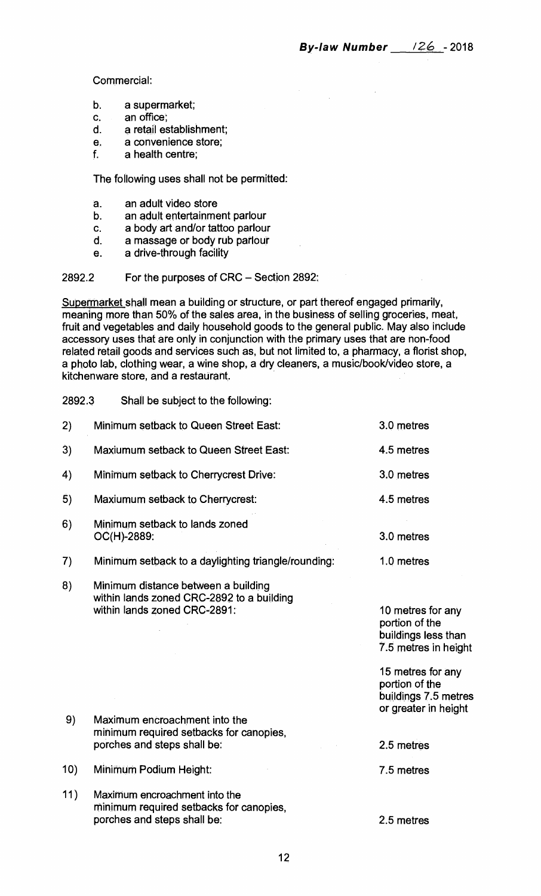Commercial:

b. a supermarket;
c. an office;
d. a retail establishment;
e. a convenience store;
f. a health centre;

The following uses shall not be permitted:

a. an adult video store
b. an adult entertainment parlour
c. a body art and/or tattoo parlour
d. a massage or body rub parlour
e. a drive-through facility

2892.2 For the purposes of CRC – Section 2892:

Supermarket shall mean a building or structure, or part thereof engaged primarily, meaning more than 50% of the sales area, in the business of selling groceries, meat, fruit and vegetables and daily household goods to the general public. May also include accessory uses that are only in conjunction with the primary uses that are non-food related retail goods and services such as, but not limited to, a pharmacy, a florist shop, a photo lab, clothing wear, a wine shop, a dry cleaners, a music/book/video store, a kitchenware store, and a restaurant.

2892.3 Shall be subject to the following:

| | | |
|---|---|---|
| 2) | Minimum setback to Queen Street East: | 3.0 metres |
| 3) | Maxiumum setback to Queen Street East: | 4.5 metres |
| 4) | Minimum setback to Cherrycrest Drive: | 3.0 metres |
| 5) | Maxiumum setback to Cherrycrest: | 4.5 metres |
| 6) | Minimum setback to lands zoned OC(H)-2889: | 3.0 metres |
| 7) | Minimum setback to a daylighting triangle/rounding: | 1.0 metres |
| 8) | Minimum distance between a building within lands zoned CRC-2892 to a building within lands zoned CRC-2891: | 10 metres for any portion of the buildings less than 7.5 metres in height<br><br>15 metres for any portion of the buildings 7.5 metres or greater in height |
| 9) | Maximum encroachment into the minimum required setbacks for canopies, porches and steps shall be: | 2.5 metres |
| 10) | Minimum Podium Height: | 7.5 metres |
| 11) | Maximum encroachment into the minimum required setbacks for canopies, porches and steps shall be: | 2.5 metres |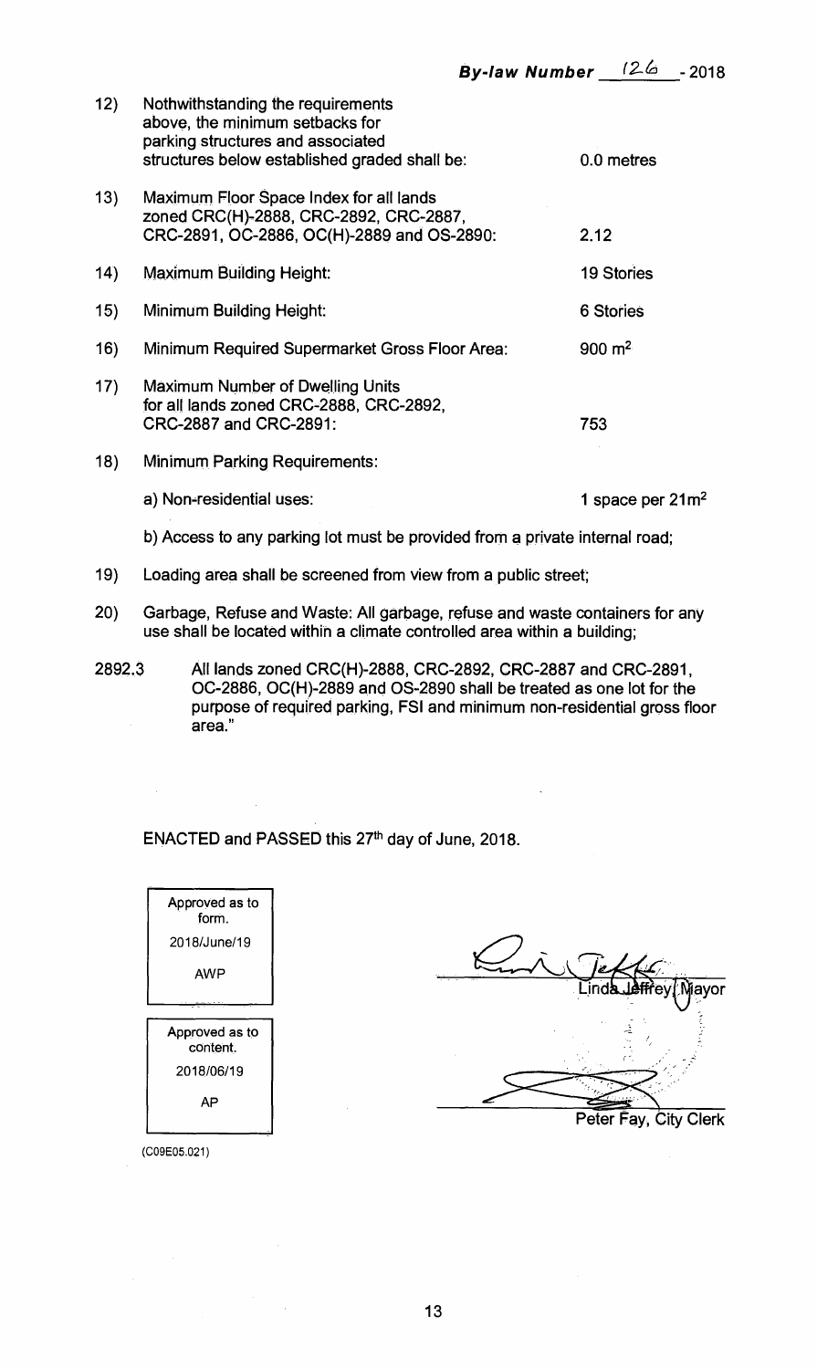**By-law Number 126 - 2018**

| | | |
|---|---|---|
| 12) | Nothwithstanding the requirements above, the minimum setbacks for parking structures and associated structures below established graded shall be: | 0.0 metres |
| 13) | Maximum Floor Space Index for all lands zoned CRC(H)-2888, CRC-2892, CRC-2887, CRC-2891, OC-2886, OC(H)-2889 and OS-2890: | 2.12 |
| 14) | Maximum Building Height: | 19 Stories |
| 15) | Minimum Building Height: | 6 Stories |
| 16) | Minimum Required Supermarket Gross Floor Area: | 900 $m^2$ |
| 17) | Maximum Number of Dwelling Units for all lands zoned CRC-2888, CRC-2892, CRC-2887 and CRC-2891: | 753 |
| 18) | Minimum Parking Requirements: | |
| | a) Non-residential uses: | 1 space per 21$m^2$ |
| | b) Access to any parking lot must be provided from a private internal road; | |

19) Loading area shall be screened from view from a public street;

20) Garbage, Refuse and Waste: All garbage, refuse and waste containers for any use shall be located within a climate controlled area within a building;

2892.3 All lands zoned CRC(H)-2888, CRC-2892, CRC-2887 and CRC-2891, OC-2886, OC(H)-2889 and OS-2890 shall be treated as one lot for the purpose of required parking, FSI and minimum non-residential gross floor area."

ENACTED and PASSED this 27th day of June, 2018.

Approved as to form.
2018/June/19
AWP

Approved as to content.
2018/06/19
AP

Linda Jeffrey, Mayor

Peter Fay, City Clerk

(C09E05.021)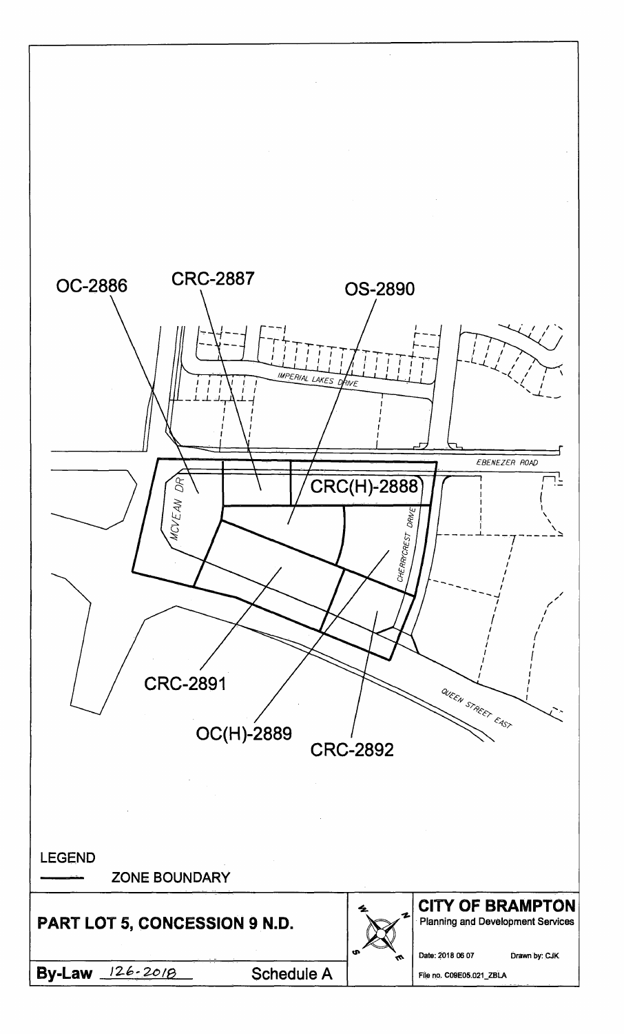OC-2886

CRC-2887

OS-2890

IMPERIAL LAKES DRIVE

EBENEZER ROAD

CRC(H)-2888

MCVEAN DR

CHERRYCREST DRIVE

CRC-2891

OC(H)-2889

CRC-2892

QUEEN STREET EAST

LEGEND

ZONE BOUNDARY

**PART LOT 5, CONCESSION 9 N.D.**

**By-Law** 126-2018 Schedule A

**CITY OF BRAMPTON**
Planning and Development Services

Date: 2018 06 07 Drawn by: CJK

File no. C09E05.021_ZBLA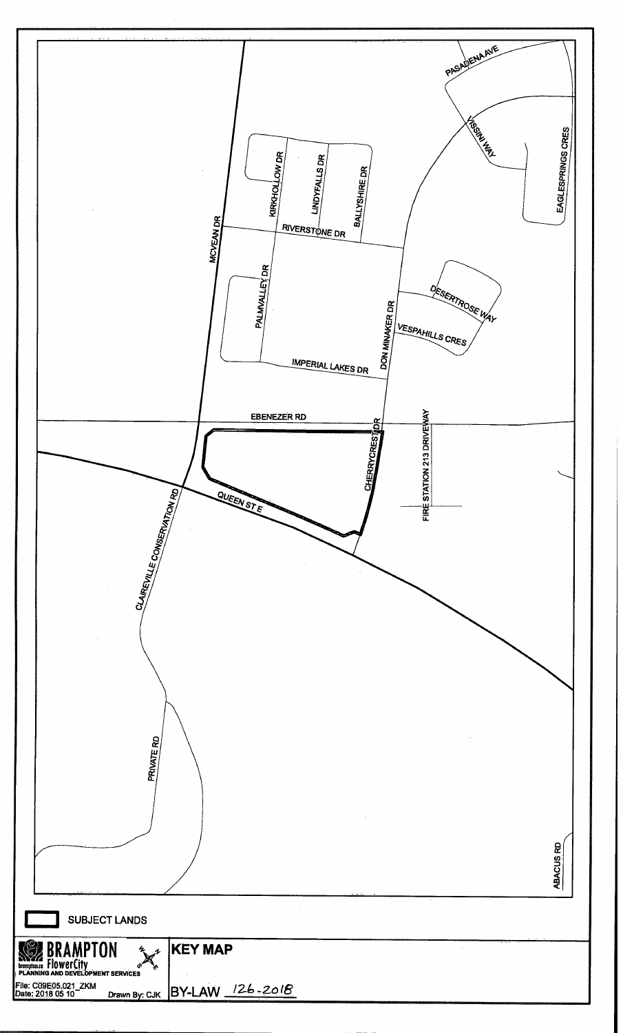MCVEAN DR

KIRKHOLLOW DR

LINDYFALLS DR

BALLYSHIRE DR

RIVERSTONE DR

PALMVALLEY DR

IMPERIAL LAKES DR

DON MINAKER DR

PASADENA AVE

VISSINI WAY

EAGLESPRINGS CRES

DESERTROSE WAY

VESPAHILLS CRES

EBENEZER RD

CHERRYCREST DR

FIRE STATION 213 DRIVEWAY

QUEEN ST E

CLAIREVILLE CONSERVATION RD

PRIVATE RD

ABACUS RD

SUBJECT LANDS

BRAMPTON
brampton.ca FlowerCity
PLANNING AND DEVELOPMENT SERVICES

File: C09E05.021_ZKM
Date: 2018 05 10
Drawn By: CJK

**KEY MAP**

BY-LAW 126-2018